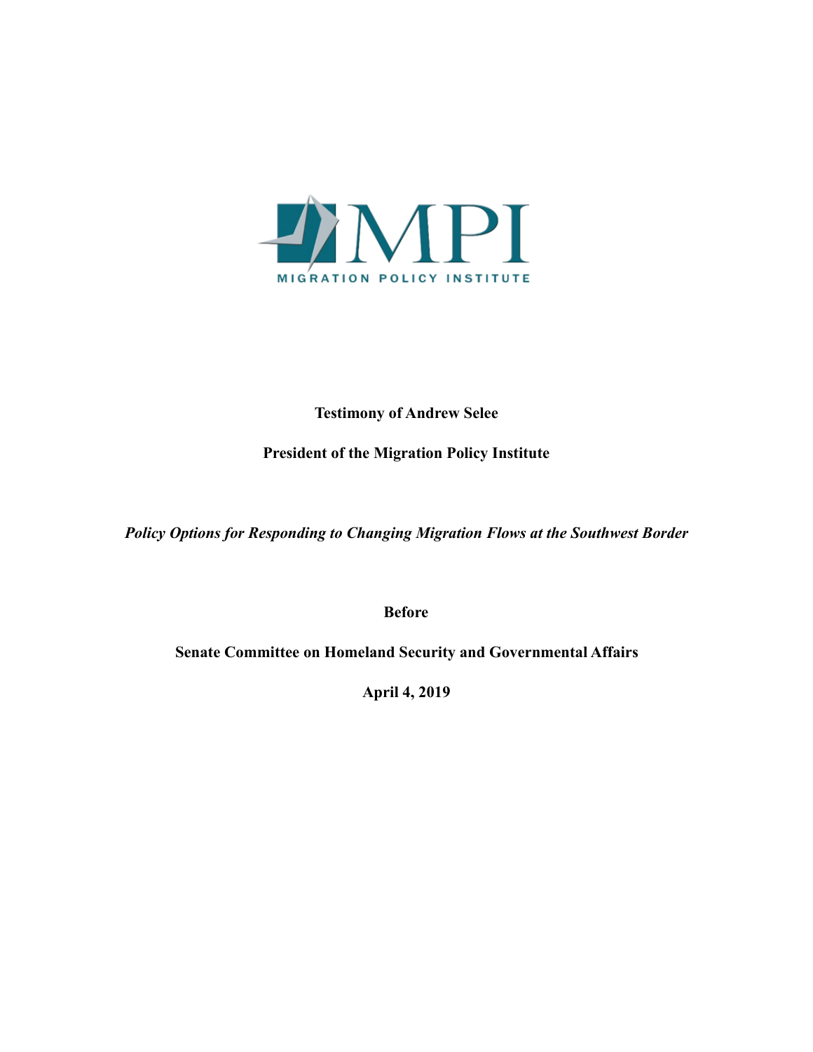MPI

MIGRATION POLICY INSTITUTE

**Testimony of Andrew Selee**

**President of the Migration Policy Institute**

***Policy Options for Responding to Changing Migration Flows at the Southwest Border***

**Before**

**Senate Committee on Homeland Security and Governmental Affairs**

**April 4, 2019**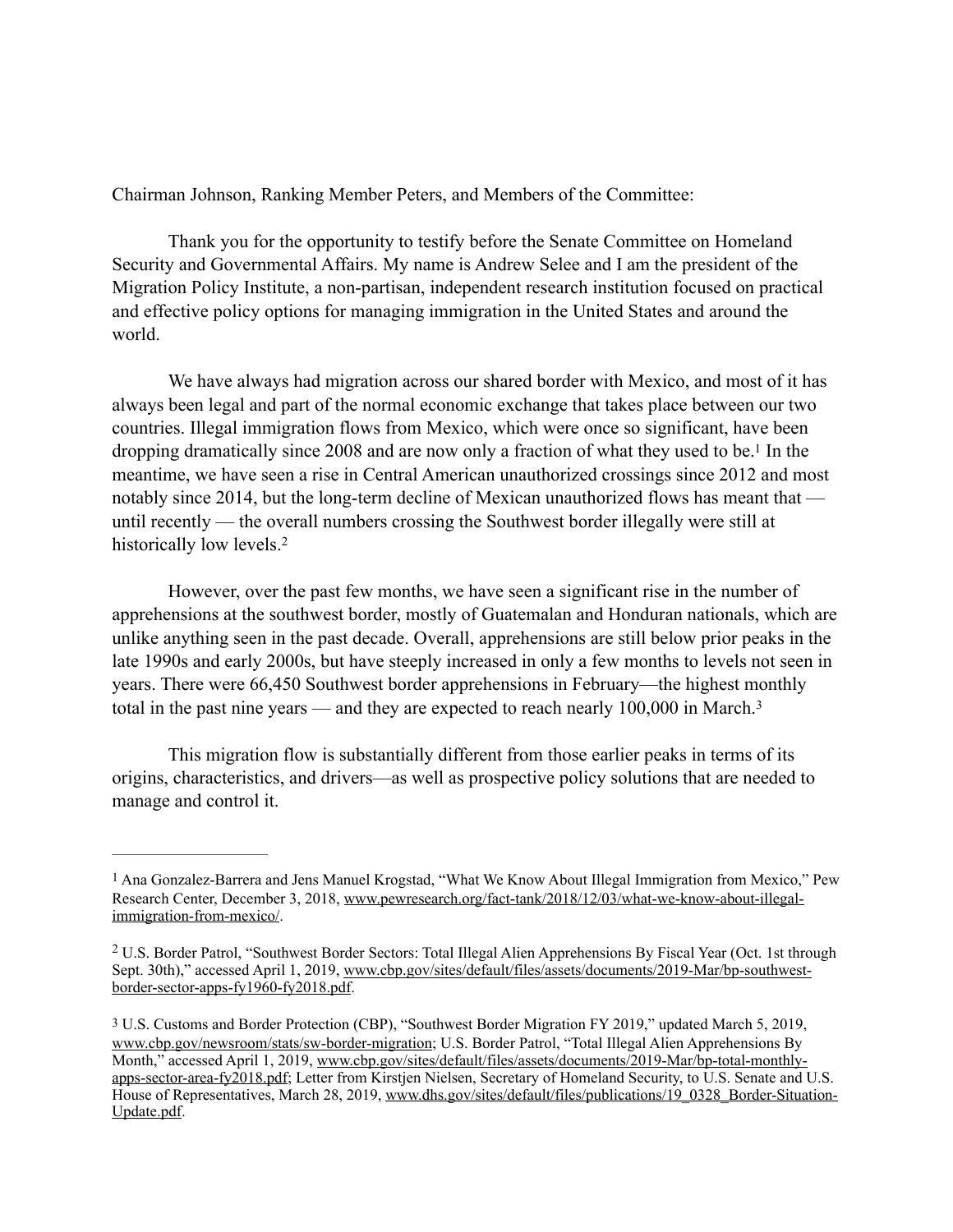Chairman Johnson, Ranking Member Peters, and Members of the Committee:

Thank you for the opportunity to testify before the Senate Committee on Homeland Security and Governmental Affairs. My name is Andrew Selee and I am the president of the Migration Policy Institute, a non-partisan, independent research institution focused on practical and effective policy options for managing immigration in the United States and around the world.

We have always had migration across our shared border with Mexico, and most of it has always been legal and part of the normal economic exchange that takes place between our two countries. Illegal immigration flows from Mexico, which were once so significant, have been dropping dramatically since 2008 and are now only a fraction of what they used to be.[1] In the meantime, we have seen a rise in Central American unauthorized crossings since 2012 and most notably since 2014, but the long-term decline of Mexican unauthorized flows has meant that — until recently — the overall numbers crossing the Southwest border illegally were still at historically low levels.[2]

However, over the past few months, we have seen a significant rise in the number of apprehensions at the southwest border, mostly of Guatemalan and Honduran nationals, which are unlike anything seen in the past decade. Overall, apprehensions are still below prior peaks in the late 1990s and early 2000s, but have steeply increased in only a few months to levels not seen in years. There were 66,450 Southwest border apprehensions in February—the highest monthly total in the past nine years — and they are expected to reach nearly 100,000 in March.[3]

This migration flow is substantially different from those earlier peaks in terms of its origins, characteristics, and drivers—as well as prospective policy solutions that are needed to manage and control it.

---

[1] Ana Gonzalez-Barrera and Jens Manuel Krogstad, "What We Know About Illegal Immigration from Mexico," Pew Research Center, December 3, 2018, www.pewresearch.org/fact-tank/2018/12/03/what-we-know-about-illegal-immigration-from-mexico/.

[2] U.S. Border Patrol, "Southwest Border Sectors: Total Illegal Alien Apprehensions By Fiscal Year (Oct. 1st through Sept. 30th)," accessed April 1, 2019, www.cbp.gov/sites/default/files/assets/documents/2019-Mar/bp-southwest-border-sector-apps-fy1960-fy2018.pdf.

[3] U.S. Customs and Border Protection (CBP), "Southwest Border Migration FY 2019," updated March 5, 2019, www.cbp.gov/newsroom/stats/sw-border-migration; U.S. Border Patrol, "Total Illegal Alien Apprehensions By Month," accessed April 1, 2019, www.cbp.gov/sites/default/files/assets/documents/2019-Mar/bp-total-monthly-apps-sector-area-fy2018.pdf; Letter from Kirstjen Nielsen, Secretary of Homeland Security, to U.S. Senate and U.S. House of Representatives, March 28, 2019, www.dhs.gov/sites/default/files/publications/19_0328_Border-Situation-Update.pdf.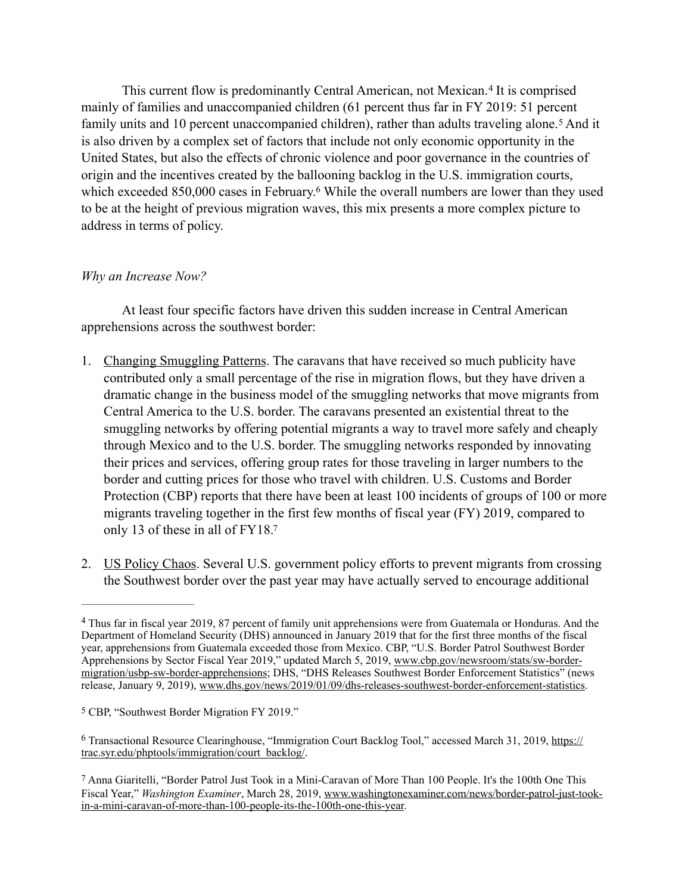This current flow is predominantly Central American, not Mexican.[4] It is comprised mainly of families and unaccompanied children (61 percent thus far in FY 2019: 51 percent family units and 10 percent unaccompanied children), rather than adults traveling alone.[5] And it is also driven by a complex set of factors that include not only economic opportunity in the United States, but also the effects of chronic violence and poor governance in the countries of origin and the incentives created by the ballooning backlog in the U.S. immigration courts, which exceeded 850,000 cases in February.[6] While the overall numbers are lower than they used to be at the height of previous migration waves, this mix presents a more complex picture to address in terms of policy.

*Why an Increase Now?*

At least four specific factors have driven this sudden increase in Central American apprehensions across the southwest border:

1. Changing Smuggling Patterns. The caravans that have received so much publicity have contributed only a small percentage of the rise in migration flows, but they have driven a dramatic change in the business model of the smuggling networks that move migrants from Central America to the U.S. border. The caravans presented an existential threat to the smuggling networks by offering potential migrants a way to travel more safely and cheaply through Mexico and to the U.S. border. The smuggling networks responded by innovating their prices and services, offering group rates for those traveling in larger numbers to the border and cutting prices for those who travel with children. U.S. Customs and Border Protection (CBP) reports that there have been at least 100 incidents of groups of 100 or more migrants traveling together in the first few months of fiscal year (FY) 2019, compared to only 13 of these in all of FY18.[7]

2. US Policy Chaos. Several U.S. government policy efforts to prevent migrants from crossing the Southwest border over the past year may have actually served to encourage additional

---

[4] Thus far in fiscal year 2019, 87 percent of family unit apprehensions were from Guatemala or Honduras. And the Department of Homeland Security (DHS) announced in January 2019 that for the first three months of the fiscal year, apprehensions from Guatemala exceeded those from Mexico. CBP, "U.S. Border Patrol Southwest Border Apprehensions by Sector Fiscal Year 2019," updated March 5, 2019, www.cbp.gov/newsroom/stats/sw-border-migration/usbp-sw-border-apprehensions; DHS, "DHS Releases Southwest Border Enforcement Statistics" (news release, January 9, 2019), www.dhs.gov/news/2019/01/09/dhs-releases-southwest-border-enforcement-statistics.

[5] CBP, "Southwest Border Migration FY 2019."

[6] Transactional Resource Clearinghouse, "Immigration Court Backlog Tool," accessed March 31, 2019, https://trac.syr.edu/phptools/immigration/court_backlog/.

[7] Anna Giaritelli, "Border Patrol Just Took in a Mini-Caravan of More Than 100 People. It's the 100th One This Fiscal Year," *Washington Examiner*, March 28, 2019, www.washingtonexaminer.com/news/border-patrol-just-took-in-a-mini-caravan-of-more-than-100-people-its-the-100th-one-this-year.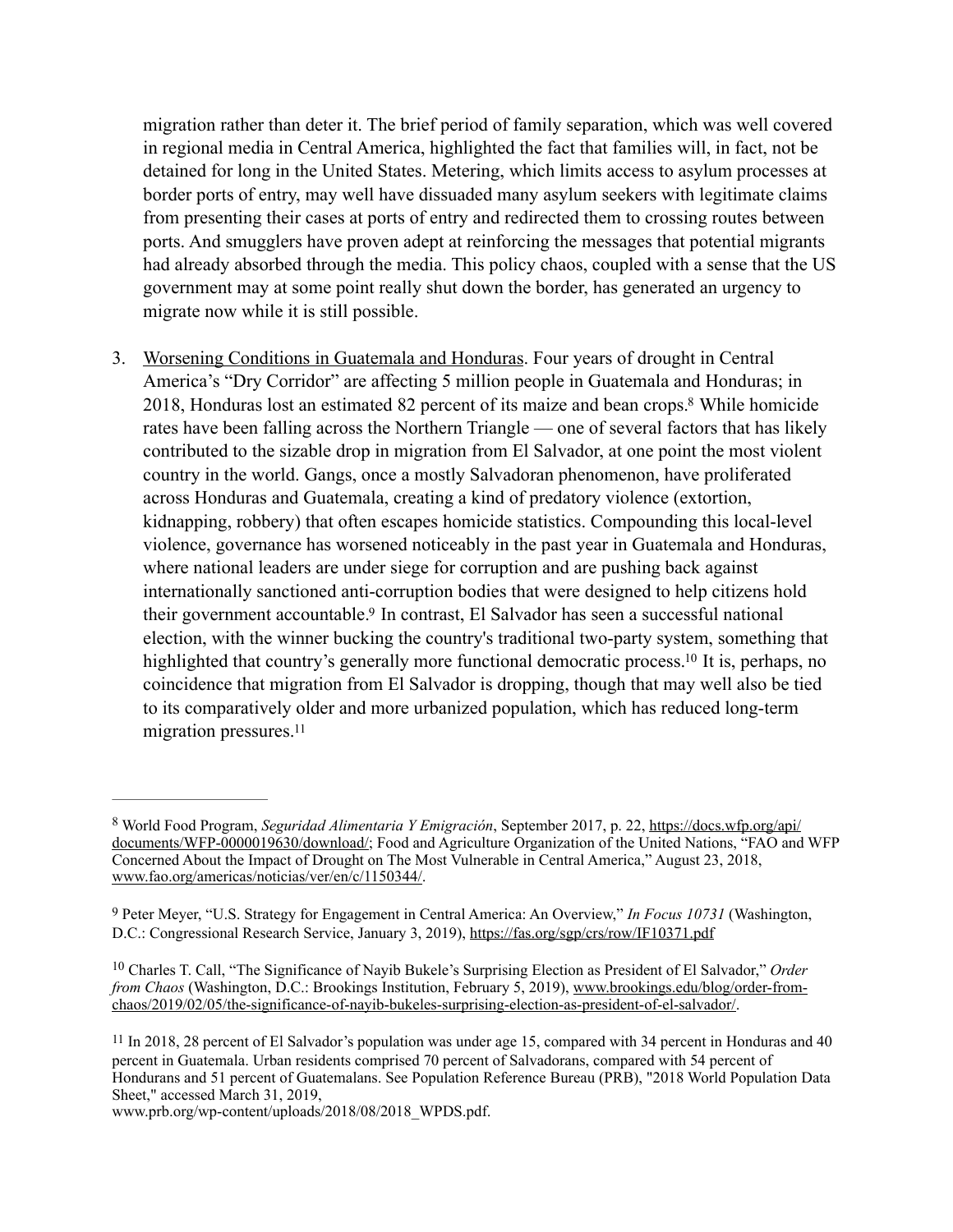migration rather than deter it. The brief period of family separation, which was well covered in regional media in Central America, highlighted the fact that families will, in fact, not be detained for long in the United States. Metering, which limits access to asylum processes at border ports of entry, may well have dissuaded many asylum seekers with legitimate claims from presenting their cases at ports of entry and redirected them to crossing routes between ports. And smugglers have proven adept at reinforcing the messages that potential migrants had already absorbed through the media. This policy chaos, coupled with a sense that the US government may at some point really shut down the border, has generated an urgency to migrate now while it is still possible.

3. Worsening Conditions in Guatemala and Honduras. Four years of drought in Central America's "Dry Corridor" are affecting 5 million people in Guatemala and Honduras; in 2018, Honduras lost an estimated 82 percent of its maize and bean crops.[8] While homicide rates have been falling across the Northern Triangle — one of several factors that has likely contributed to the sizable drop in migration from El Salvador, at one point the most violent country in the world. Gangs, once a mostly Salvadoran phenomenon, have proliferated across Honduras and Guatemala, creating a kind of predatory violence (extortion, kidnapping, robbery) that often escapes homicide statistics. Compounding this local-level violence, governance has worsened noticeably in the past year in Guatemala and Honduras, where national leaders are under siege for corruption and are pushing back against internationally sanctioned anti-corruption bodies that were designed to help citizens hold their government accountable.[9] In contrast, El Salvador has seen a successful national election, with the winner bucking the country's traditional two-party system, something that highlighted that country's generally more functional democratic process.[10] It is, perhaps, no coincidence that migration from El Salvador is dropping, though that may well also be tied to its comparatively older and more urbanized population, which has reduced long-term migration pressures.[11]

---

[8] World Food Program, *Seguridad Alimentaria Y Emigración*, September 2017, p. 22, https://docs.wfp.org/api/documents/WFP-0000019630/download/; Food and Agriculture Organization of the United Nations, "FAO and WFP Concerned About the Impact of Drought on The Most Vulnerable in Central America," August 23, 2018, www.fao.org/americas/noticias/ver/en/c/1150344/.

[9] Peter Meyer, "U.S. Strategy for Engagement in Central America: An Overview," *In Focus 10731* (Washington, D.C.: Congressional Research Service, January 3, 2019), https://fas.org/sgp/crs/row/IF10371.pdf

[10] Charles T. Call, "The Significance of Nayib Bukele's Surprising Election as President of El Salvador," *Order from Chaos* (Washington, D.C.: Brookings Institution, February 5, 2019), www.brookings.edu/blog/order-from-chaos/2019/02/05/the-significance-of-nayib-bukeles-surprising-election-as-president-of-el-salvador/.

[11] In 2018, 28 percent of El Salvador's population was under age 15, compared with 34 percent in Honduras and 40 percent in Guatemala. Urban residents comprised 70 percent of Salvadorans, compared with 54 percent of Hondurans and 51 percent of Guatemalans. See Population Reference Bureau (PRB), "2018 World Population Data Sheet," accessed March 31, 2019, www.prb.org/wp-content/uploads/2018/08/2018_WPDS.pdf.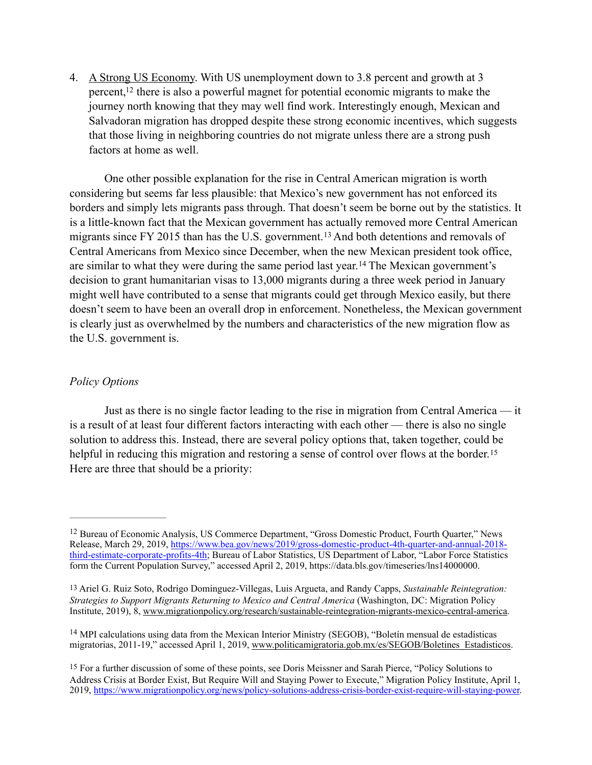4. <u>A Strong US Economy</u>. With US unemployment down to 3.8 percent and growth at 3 percent,[12] there is also a powerful magnet for potential economic migrants to make the journey north knowing that they may well find work. Interestingly enough, Mexican and Salvadoran migration has dropped despite these strong economic incentives, which suggests that those living in neighboring countries do not migrate unless there are a strong push factors at home as well.

One other possible explanation for the rise in Central American migration is worth considering but seems far less plausible: that Mexico's new government has not enforced its borders and simply lets migrants pass through. That doesn't seem be borne out by the statistics. It is a little-known fact that the Mexican government has actually removed more Central American migrants since FY 2015 than has the U.S. government.[13] And both detentions and removals of Central Americans from Mexico since December, when the new Mexican president took office, are similar to what they were during the same period last year.[14] The Mexican government's decision to grant humanitarian visas to 13,000 migrants during a three week period in January might well have contributed to a sense that migrants could get through Mexico easily, but there doesn't seem to have been an overall drop in enforcement. Nonetheless, the Mexican government is clearly just as overwhelmed by the numbers and characteristics of the new migration flow as the U.S. government is.

*Policy Options*

Just as there is no single factor leading to the rise in migration from Central America — it is a result of at least four different factors interacting with each other — there is also no single solution to address this. Instead, there are several policy options that, taken together, could be helpful in reducing this migration and restoring a sense of control over flows at the border.[15] Here are three that should be a priority:

---

[12] Bureau of Economic Analysis, US Commerce Department, "Gross Domestic Product, Fourth Quarter," News Release, March 29, 2019, https://www.bea.gov/news/2019/gross-domestic-product-4th-quarter-and-annual-2018-third-estimate-corporate-profits-4th; Bureau of Labor Statistics, US Department of Labor, "Labor Force Statistics form the Current Population Survey," accessed April 2, 2019, https://data.bls.gov/timeseries/lns14000000.

[13] Ariel G. Ruiz Soto, Rodrigo Dominguez-Villegas, Luis Argueta, and Randy Capps, *Sustainable Reintegration: Strategies to Support Migrants Returning to Mexico and Central America* (Washington, DC: Migration Policy Institute, 2019), 8, www.migrationpolicy.org/research/sustainable-reintegration-migrants-mexico-central-america.

[14] MPI calculations using data from the Mexican Interior Ministry (SEGOB), "Boletín mensual de estadísticas migratorias, 2011-19," accessed April 1, 2019, www.politicamigratoria.gob.mx/es/SEGOB/Boletines_Estadisticos.

[15] For a further discussion of some of these points, see Doris Meissner and Sarah Pierce, "Policy Solutions to Address Crisis at Border Exist, But Require Will and Staying Power to Execute," Migration Policy Institute, April 1, 2019, https://www.migrationpolicy.org/news/policy-solutions-address-crisis-border-exist-require-will-staying-power.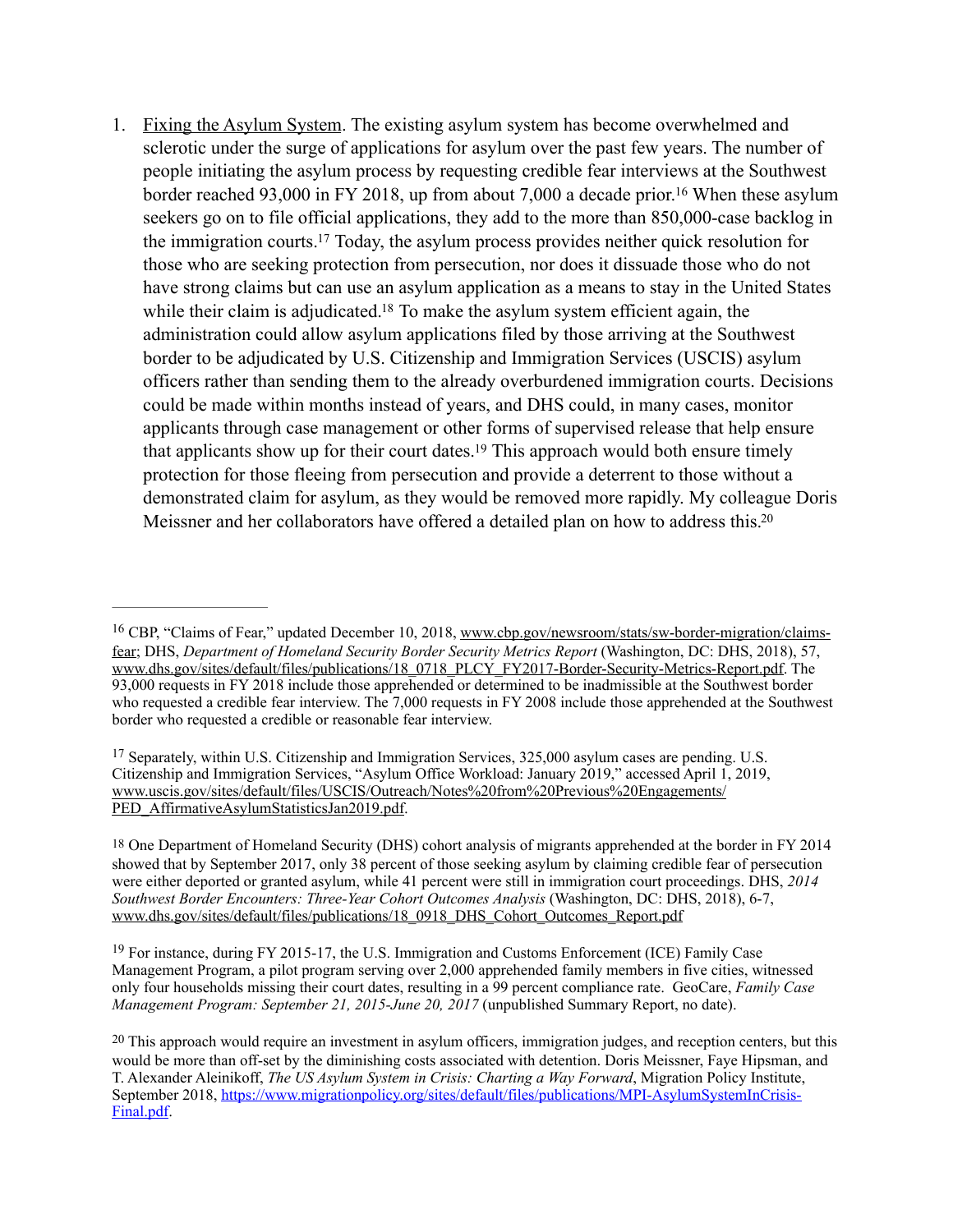1. Fixing the Asylum System. The existing asylum system has become overwhelmed and sclerotic under the surge of applications for asylum over the past few years. The number of people initiating the asylum process by requesting credible fear interviews at the Southwest border reached 93,000 in FY 2018, up from about 7,000 a decade prior.[16] When these asylum seekers go on to file official applications, they add to the more than 850,000-case backlog in the immigration courts.[17] Today, the asylum process provides neither quick resolution for those who are seeking protection from persecution, nor does it dissuade those who do not have strong claims but can use an asylum application as a means to stay in the United States while their claim is adjudicated.[18] To make the asylum system efficient again, the administration could allow asylum applications filed by those arriving at the Southwest border to be adjudicated by U.S. Citizenship and Immigration Services (USCIS) asylum officers rather than sending them to the already overburdened immigration courts. Decisions could be made within months instead of years, and DHS could, in many cases, monitor applicants through case management or other forms of supervised release that help ensure that applicants show up for their court dates.[19] This approach would both ensure timely protection for those fleeing from persecution and provide a deterrent to those without a demonstrated claim for asylum, as they would be removed more rapidly. My colleague Doris Meissner and her collaborators have offered a detailed plan on how to address this.[20]

---

[16] CBP, "Claims of Fear," updated December 10, 2018, www.cbp.gov/newsroom/stats/sw-border-migration/claims-fear; DHS, *Department of Homeland Security Border Security Metrics Report* (Washington, DC: DHS, 2018), 57, www.dhs.gov/sites/default/files/publications/18_0718_PLCY_FY2017-Border-Security-Metrics-Report.pdf. The 93,000 requests in FY 2018 include those apprehended or determined to be inadmissible at the Southwest border who requested a credible fear interview. The 7,000 requests in FY 2008 include those apprehended at the Southwest border who requested a credible or reasonable fear interview.

[17] Separately, within U.S. Citizenship and Immigration Services, 325,000 asylum cases are pending. U.S. Citizenship and Immigration Services, "Asylum Office Workload: January 2019," accessed April 1, 2019, www.uscis.gov/sites/default/files/USCIS/Outreach/Notes%20from%20Previous%20Engagements/PED_AffirmativeAsylumStatisticsJan2019.pdf.

[18] One Department of Homeland Security (DHS) cohort analysis of migrants apprehended at the border in FY 2014 showed that by September 2017, only 38 percent of those seeking asylum by claiming credible fear of persecution were either deported or granted asylum, while 41 percent were still in immigration court proceedings. DHS, *2014 Southwest Border Encounters: Three-Year Cohort Outcomes Analysis* (Washington, DC: DHS, 2018), 6-7, www.dhs.gov/sites/default/files/publications/18_0918_DHS_Cohort_Outcomes_Report.pdf

[19] For instance, during FY 2015-17, the U.S. Immigration and Customs Enforcement (ICE) Family Case Management Program, a pilot program serving over 2,000 apprehended family members in five cities, witnessed only four households missing their court dates, resulting in a 99 percent compliance rate. GeoCare, *Family Case Management Program: September 21, 2015-June 20, 2017* (unpublished Summary Report, no date).

[20] This approach would require an investment in asylum officers, immigration judges, and reception centers, but this would be more than off-set by the diminishing costs associated with detention. Doris Meissner, Faye Hipsman, and T. Alexander Aleinikoff, *The US Asylum System in Crisis: Charting a Way Forward*, Migration Policy Institute, September 2018, https://www.migrationpolicy.org/sites/default/files/publications/MPI-AsylumSystemInCrisis-Final.pdf.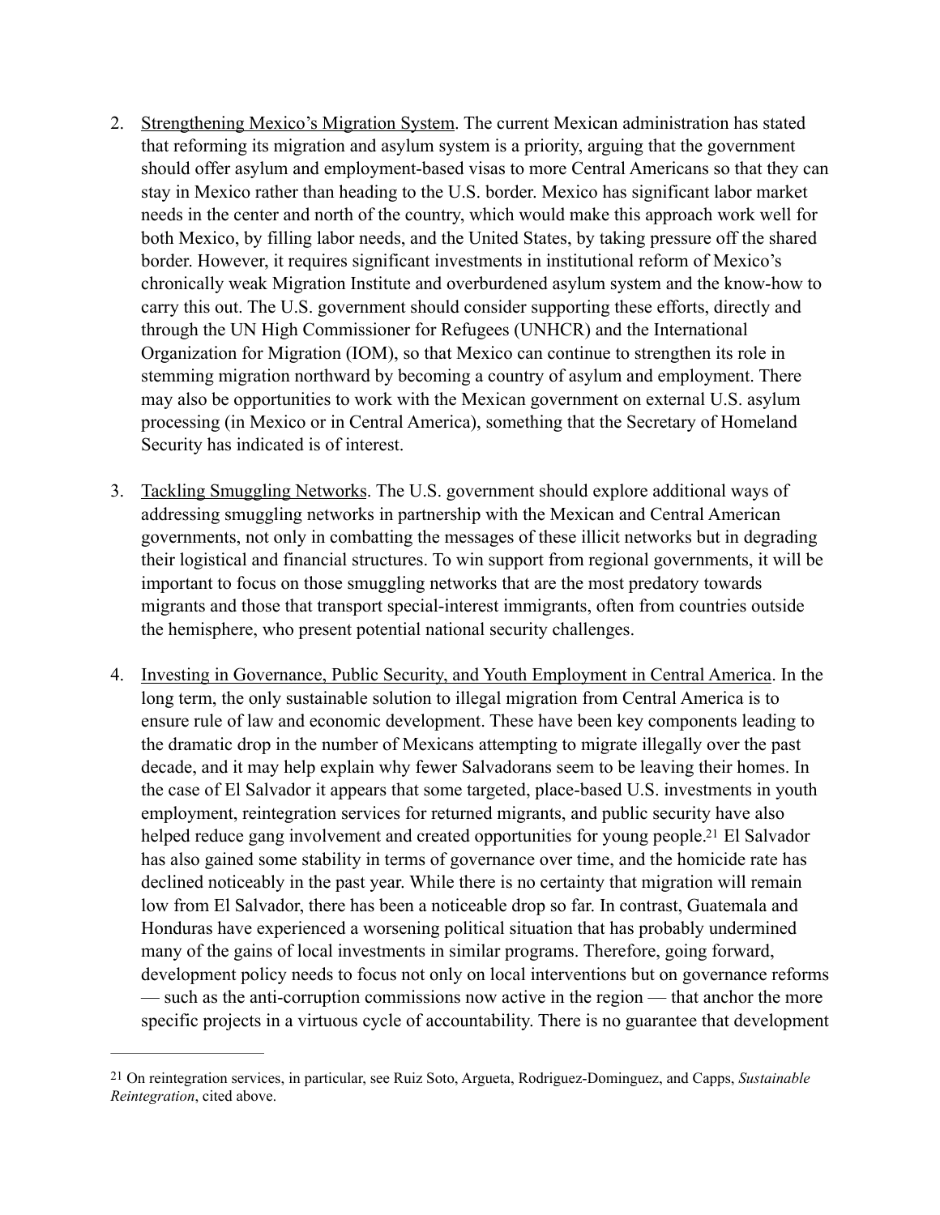2. <u>Strengthening Mexico's Migration System</u>. The current Mexican administration has stated that reforming its migration and asylum system is a priority, arguing that the government should offer asylum and employment-based visas to more Central Americans so that they can stay in Mexico rather than heading to the U.S. border. Mexico has significant labor market needs in the center and north of the country, which would make this approach work well for both Mexico, by filling labor needs, and the United States, by taking pressure off the shared border. However, it requires significant investments in institutional reform of Mexico's chronically weak Migration Institute and overburdened asylum system and the know-how to carry this out. The U.S. government should consider supporting these efforts, directly and through the UN High Commissioner for Refugees (UNHCR) and the International Organization for Migration (IOM), so that Mexico can continue to strengthen its role in stemming migration northward by becoming a country of asylum and employment. There may also be opportunities to work with the Mexican government on external U.S. asylum processing (in Mexico or in Central America), something that the Secretary of Homeland Security has indicated is of interest.

3. <u>Tackling Smuggling Networks</u>. The U.S. government should explore additional ways of addressing smuggling networks in partnership with the Mexican and Central American governments, not only in combatting the messages of these illicit networks but in degrading their logistical and financial structures. To win support from regional governments, it will be important to focus on those smuggling networks that are the most predatory towards migrants and those that transport special-interest immigrants, often from countries outside the hemisphere, who present potential national security challenges.

4. <u>Investing in Governance, Public Security, and Youth Employment in Central America</u>. In the long term, the only sustainable solution to illegal migration from Central America is to ensure rule of law and economic development. These have been key components leading to the dramatic drop in the number of Mexicans attempting to migrate illegally over the past decade, and it may help explain why fewer Salvadorans seem to be leaving their homes. In the case of El Salvador it appears that some targeted, place-based U.S. investments in youth employment, reintegration services for returned migrants, and public security have also helped reduce gang involvement and created opportunities for young people.[21] El Salvador has also gained some stability in terms of governance over time, and the homicide rate has declined noticeably in the past year. While there is no certainty that migration will remain low from El Salvador, there has been a noticeable drop so far. In contrast, Guatemala and Honduras have experienced a worsening political situation that has probably undermined many of the gains of local investments in similar programs. Therefore, going forward, development policy needs to focus not only on local interventions but on governance reforms — such as the anti-corruption commissions now active in the region — that anchor the more specific projects in a virtuous cycle of accountability. There is no guarantee that development

---

[21] On reintegration services, in particular, see Ruiz Soto, Argueta, Rodriguez-Dominguez, and Capps, *Sustainable Reintegration*, cited above.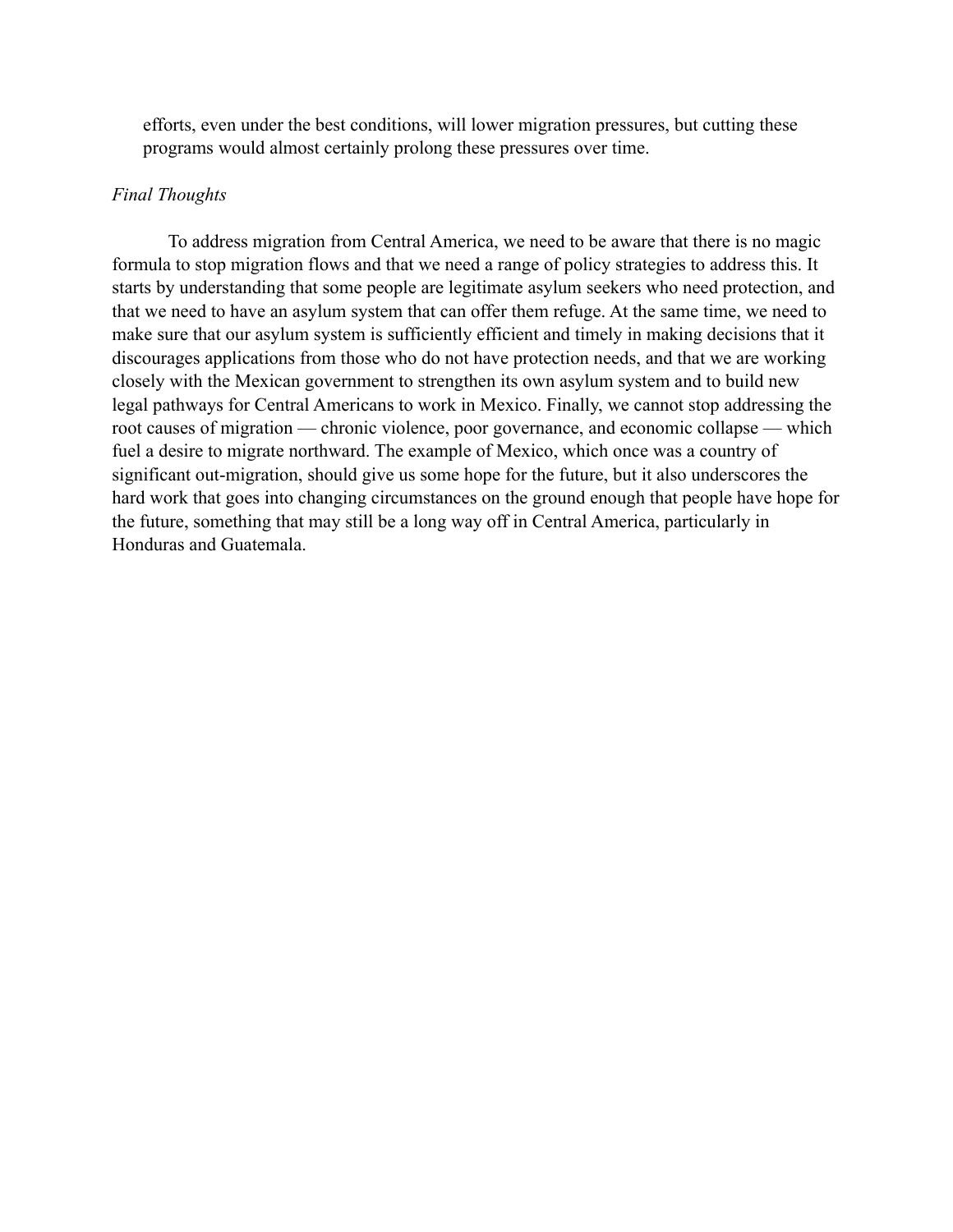efforts, even under the best conditions, will lower migration pressures, but cutting these programs would almost certainly prolong these pressures over time.

*Final Thoughts*

To address migration from Central America, we need to be aware that there is no magic formula to stop migration flows and that we need a range of policy strategies to address this. It starts by understanding that some people are legitimate asylum seekers who need protection, and that we need to have an asylum system that can offer them refuge. At the same time, we need to make sure that our asylum system is sufficiently efficient and timely in making decisions that it discourages applications from those who do not have protection needs, and that we are working closely with the Mexican government to strengthen its own asylum system and to build new legal pathways for Central Americans to work in Mexico. Finally, we cannot stop addressing the root causes of migration — chronic violence, poor governance, and economic collapse — which fuel a desire to migrate northward. The example of Mexico, which once was a country of significant out-migration, should give us some hope for the future, but it also underscores the hard work that goes into changing circumstances on the ground enough that people have hope for the future, something that may still be a long way off in Central America, particularly in Honduras and Guatemala.